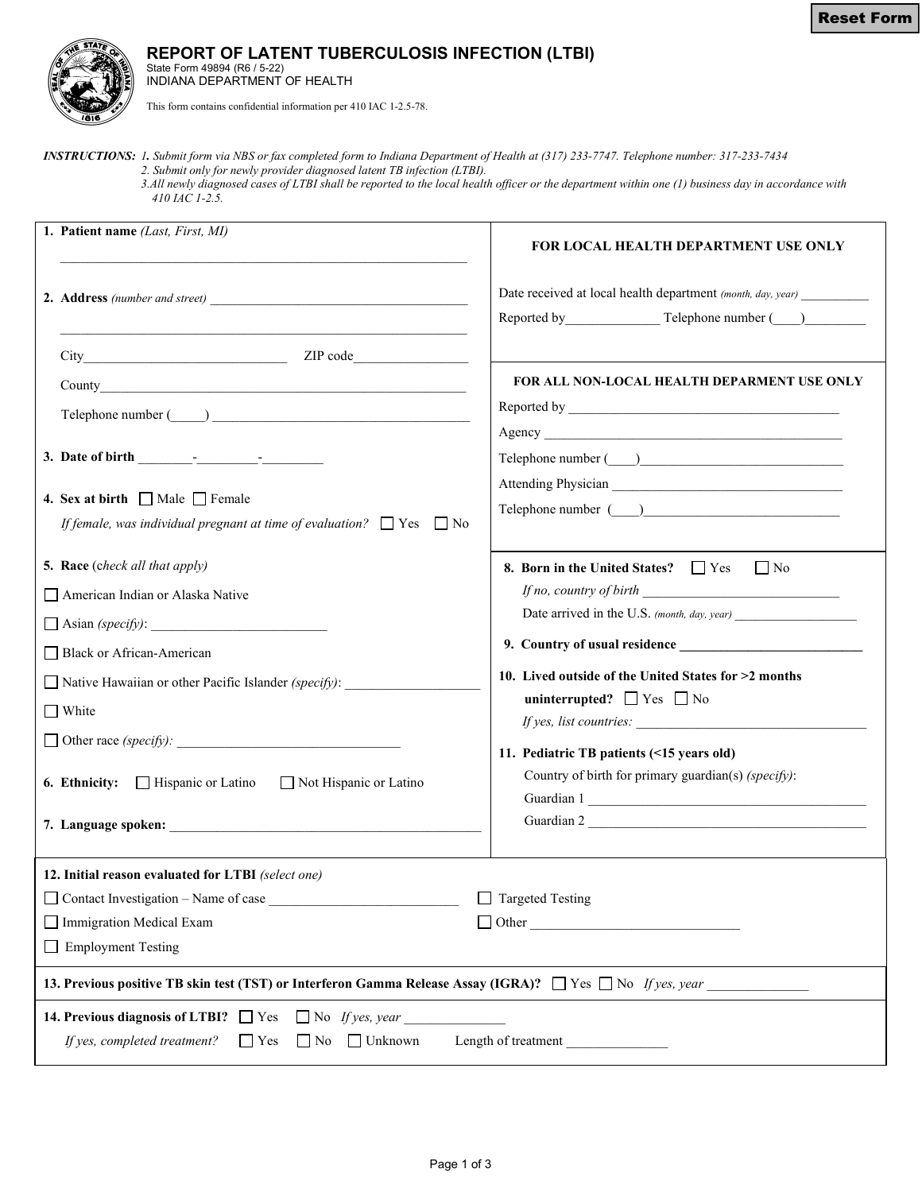# REPORT OF LATENT TUBERCULOSIS INFECTION (LTBI)

State Form 49894 (R6 / 5-22)
INDIANA DEPARTMENT OF HEALTH

This form contains confidential information per 410 IAC 1-2.5-78.

***INSTRUCTIONS:*** *1. Submit form via NBS or fax completed form to Indiana Department of Health at (317) 233-7747. Telephone number: 317-233-7434*
*2. Submit only for newly provider diagnosed latent TB infection (LTBI).*
*3. All newly diagnosed cases of LTBI shall be reported to the local health officer or the department within one (1) business day in accordance with 410 IAC 1-2.5.*

**1. Patient name** *(Last, First, MI)*
\_\_\_\_\_\_\_\_\_\_\_\_\_\_\_\_\_\_\_\_\_\_\_\_\_\_\_\_\_\_\_\_\_\_\_\_\_\_\_\_\_\_\_\_\_\_\_\_

**2. Address** *(number and street)* \_\_\_\_\_\_\_\_\_\_\_\_\_\_\_\_\_\_\_\_\_\_\_\_\_\_\_\_\_\_\_\_
\_\_\_\_\_\_\_\_\_\_\_\_\_\_\_\_\_\_\_\_\_\_\_\_\_\_\_\_\_\_\_\_\_\_\_\_\_\_\_\_\_\_\_\_\_\_\_\_

City\_\_\_\_\_\_\_\_\_\_\_\_\_\_\_\_\_\_\_\_\_\_\_\_ ZIP code\_\_\_\_\_\_\_\_\_\_\_\_\_\_

County\_\_\_\_\_\_\_\_\_\_\_\_\_\_\_\_\_\_\_\_\_\_\_\_\_\_\_\_\_\_\_\_\_\_\_\_\_\_\_\_\_\_\_\_

Telephone number (\_\_\_\_\_) \_\_\_\_\_\_\_\_\_\_\_\_\_\_\_\_\_\_\_\_\_\_\_\_\_\_\_\_\_\_

**3. Date of birth** \_\_\_\_\_\_\_\_-\_\_\_\_\_\_\_\_\_-\_\_\_\_\_\_\_\_\_

**4. Sex at birth** ☐ Male ☐ Female

*If female, was individual pregnant at time of evaluation?* ☐ Yes ☐ No

**5. Race** (*check all that apply)*

☐ American Indian or Alaska Native

☐ Asian *(specify)*: \_\_\_\_\_\_\_\_\_\_\_\_\_\_\_\_\_\_\_\_\_\_\_\_\_

☐ Black or African-American

☐ Native Hawaiian or other Pacific Islander *(specify)*: \_\_\_\_\_\_\_\_\_\_\_\_\_\_\_\_\_\_\_

☐ White

☐ Other race *(specify):* \_\_\_\_\_\_\_\_\_\_\_\_\_\_\_\_\_\_\_\_\_\_\_\_\_\_\_\_\_\_\_\_

**6. Ethnicity:** ☐ Hispanic or Latino ☐ Not Hispanic or Latino

**7. Language spoken:** \_\_\_\_\_\_\_\_\_\_\_\_\_\_\_\_\_\_\_\_\_\_\_\_\_\_\_\_\_\_\_\_\_\_\_\_\_\_\_\_\_\_\_

**FOR LOCAL HEALTH DEPARTMENT USE ONLY**

Date received at local health department *(month, day, year)* \_\_\_\_\_\_\_\_\_\_

Reported by\_\_\_\_\_\_\_\_\_\_\_\_\_\_ Telephone number (\_\_\_\_)\_\_\_\_\_\_\_\_\_

**FOR ALL NON-LOCAL HEALTH DEPARMENT USE ONLY**

Reported by \_\_\_\_\_\_\_\_\_\_\_\_\_\_\_\_\_\_\_\_\_\_\_\_\_\_\_\_\_\_\_\_\_\_\_\_\_\_\_\_

Agency \_\_\_\_\_\_\_\_\_\_\_\_\_\_\_\_\_\_\_\_\_\_\_\_\_\_\_\_\_\_\_\_\_\_\_\_\_\_\_\_\_\_\_\_

Telephone number (\_\_\_\_)\_\_\_\_\_\_\_\_\_\_\_\_\_\_\_\_\_\_\_\_\_\_\_\_\_\_\_\_\_\_

Attending Physician \_\_\_\_\_\_\_\_\_\_\_\_\_\_\_\_\_\_\_\_\_\_\_\_\_\_\_\_\_\_\_\_\_\_\_

Telephone number (\_\_\_\_)\_\_\_\_\_\_\_\_\_\_\_\_\_\_\_\_\_\_\_\_\_\_\_\_\_\_\_\_\_

**8. Born in the United States?** ☐ Yes ☐ No

*If no, country of birth* \_\_\_\_\_\_\_\_\_\_\_\_\_\_\_\_\_\_\_\_\_\_\_\_\_\_\_\_\_

Date arrived in the U.S. *(month, day, year)* \_\_\_\_\_\_\_\_\_\_\_\_\_\_\_\_\_\_

**9. Country of usual residence** \_\_\_\_\_\_\_\_\_\_\_\_\_\_\_\_\_\_\_\_\_\_\_\_\_\_\_\_

**10. Lived outside of the United States for >2 months uninterrupted?** ☐ Yes ☐ No

*If yes, list countries:* \_\_\_\_\_\_\_\_\_\_\_\_\_\_\_\_\_\_\_\_\_\_\_\_\_\_\_\_\_\_\_\_\_\_

**11. Pediatric TB patients (<15 years old)**

Country of birth for primary guardian(s) *(specify)*:

Guardian 1 \_\_\_\_\_\_\_\_\_\_\_\_\_\_\_\_\_\_\_\_\_\_\_\_\_\_\_\_\_\_\_\_\_\_\_\_\_\_\_\_\_\_

Guardian 2 \_\_\_\_\_\_\_\_\_\_\_\_\_\_\_\_\_\_\_\_\_\_\_\_\_\_\_\_\_\_\_\_\_\_\_\_\_\_\_\_\_\_

**12. Initial reason evaluated for LTBI** *(select one)*

☐ Contact Investigation – Name of case \_\_\_\_\_\_\_\_\_\_\_\_\_\_\_\_\_\_\_\_\_\_\_\_\_\_\_

☐ Immigration Medical Exam

☐ Employment Testing

☐ Targeted Testing

☐ Other \_\_\_\_\_\_\_\_\_\_\_\_\_\_\_\_\_\_\_\_\_\_\_\_\_\_\_\_\_\_

**13. Previous positive TB skin test (TST) or Interferon Gamma Release Assay (IGRA)?** ☐ Yes ☐ No *If yes, year* \_\_\_\_\_\_\_\_\_\_\_\_\_\_\_

**14. Previous diagnosis of LTBI?** ☐ Yes ☐ No *If yes, year* \_\_\_\_\_\_\_\_\_\_\_\_\_\_\_

*If yes, completed treatment?* ☐ Yes ☐ No ☐ Unknown Length of treatment \_\_\_\_\_\_\_\_\_\_\_\_\_\_\_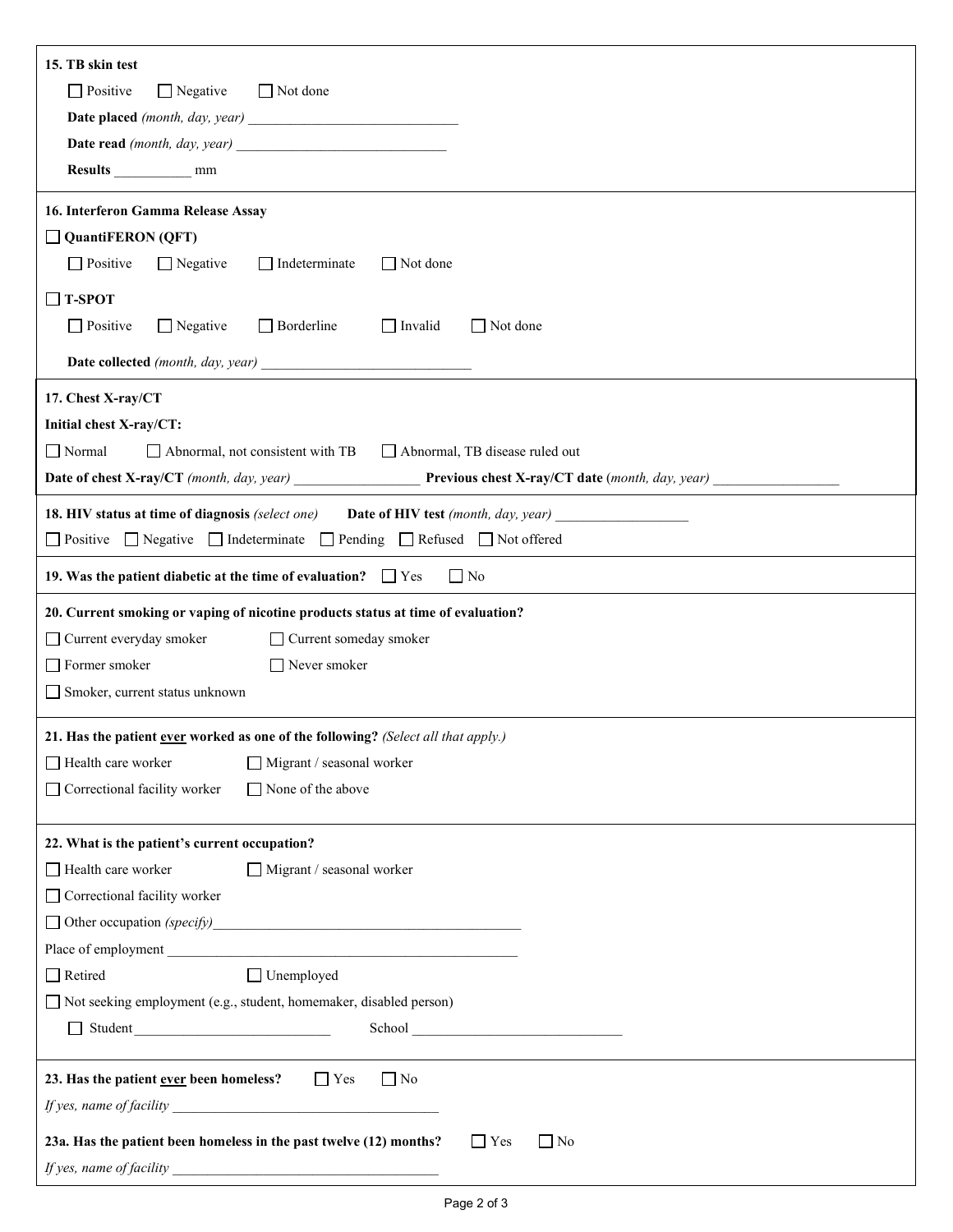**15. TB skin test**

☐ Positive ☐ Negative ☐ Not done

**Date placed** *(month, day, year)* ______________________________

**Date read** *(month, day, year)* ______________________________

**Results** ___________ mm

**16. Interferon Gamma Release Assay**

☐ **QuantiFERON (QFT)**

☐ Positive ☐ Negative ☐ Indeterminate ☐ Not done

☐ **T-SPOT**

☐ Positive ☐ Negative ☐ Borderline ☐ Invalid ☐ Not done

**Date collected** *(month, day, year)* ______________________________

**17. Chest X-ray/CT**

**Initial chest X-ray/CT:**

☐ Normal ☐ Abnormal, not consistent with TB ☐ Abnormal, TB disease ruled out

**Date of chest X-ray/CT** *(month, day, year)* __________________ **Previous chest X-ray/CT date** *(month, day, year)* __________________

**18. HIV status at time of diagnosis** *(select one)* **Date of HIV test** *(month, day, year)* ___________________

☐ Positive ☐ Negative ☐ Indeterminate ☐ Pending ☐ Refused ☐ Not offered

**19. Was the patient diabetic at the time of evaluation?** ☐ Yes ☐ No

**20. Current smoking or vaping of nicotine products status at time of evaluation?**

☐ Current everyday smoker ☐ Current someday smoker

☐ Former smoker ☐ Never smoker

☐ Smoker, current status unknown

**21. Has the patient ever worked as one of the following?** *(Select all that apply.)*

☐ Health care worker ☐ Migrant / seasonal worker

☐ Correctional facility worker ☐ None of the above

**22. What is the patient's current occupation?**

☐ Health care worker ☐ Migrant / seasonal worker

☐ Correctional facility worker

☐ Other occupation *(specify)*____________________________________________

Place of employment __________________________________________________

☐ Retired ☐ Unemployed

☐ Not seeking employment (e.g., student, homemaker, disabled person)

☐ Student ____________________________ School ______________________________

**23. Has the patient ever been homeless?** ☐ Yes ☐ No

*If yes, name of facility* ______________________________________

**23a. Has the patient been homeless in the past twelve (12) months?** ☐ Yes ☐ No

*If yes, name of facility* ______________________________________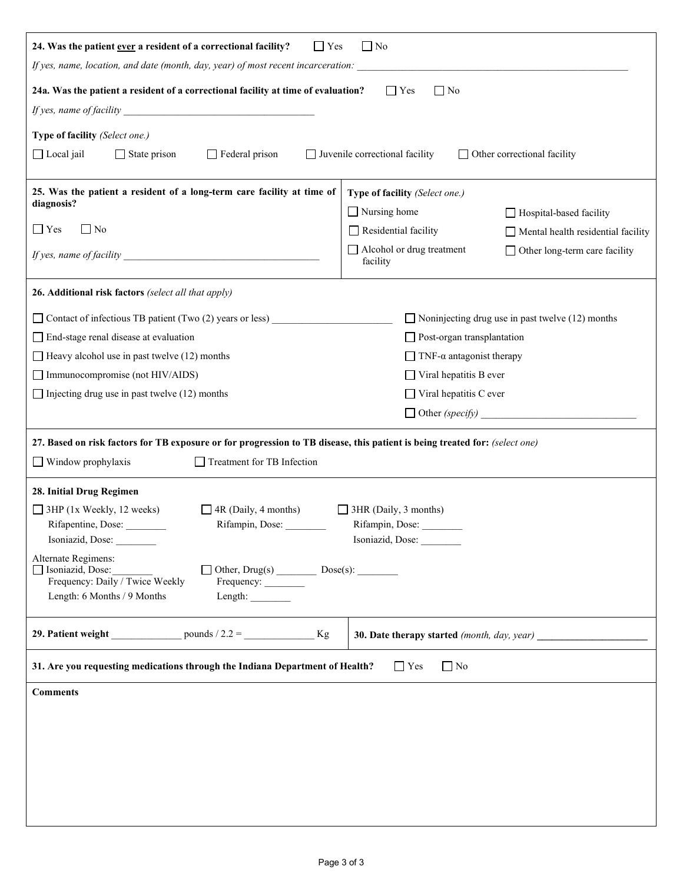**24. Was the patient ever a resident of a correctional facility?** ☐ Yes ☐ No

*If yes, name, location, and date (month, day, year) of most recent incarceration:* ______________________________

**24a. Was the patient a resident of a correctional facility at time of evaluation?** ☐ Yes ☐ No

*If yes, name of facility* ______________________________

**Type of facility** *(Select one.)*

☐ Local jail ☐ State prison ☐ Federal prison ☐ Juvenile correctional facility ☐ Other correctional facility

**25. Was the patient a resident of a long-term care facility at time of diagnosis?**

☐ Yes ☐ No

*If yes, name of facility* ______________________________

**Type of facility** *(Select one.)*

☐ Nursing home ☐ Hospital-based facility
☐ Residential facility ☐ Mental health residential facility
☐ Alcohol or drug treatment facility ☐ Other long-term care facility

**26. Additional risk factors** *(select all that apply)*

☐ Contact of infectious TB patient (Two (2) years or less) ______________________
☐ End-stage renal disease at evaluation
☐ Heavy alcohol use in past twelve (12) months
☐ Immunocompromise (not HIV/AIDS)
☐ Injecting drug use in past twelve (12) months
☐ Noninjecting drug use in past twelve (12) months
☐ Post-organ transplantation
☐ TNF-α antagonist therapy
☐ Viral hepatitis B ever
☐ Viral hepatitis C ever
☐ Other *(specify)* ______________________________

**27. Based on risk factors for TB exposure or for progression to TB disease, this patient is being treated for:** *(select one)*

☐ Window prophylaxis ☐ Treatment for TB Infection

**28. Initial Drug Regimen**

☐ 3HP (1x Weekly, 12 weeks)
Rifapentine, Dose: ________
Isoniazid, Dose: ________

☐ 4R (Daily, 4 months)
Rifampin, Dose: ________

☐ 3HR (Daily, 3 months)
Rifampin, Dose: ________
Isoniazid, Dose: ________

Alternate Regimens:

☐ Isoniazid, Dose: ________
Frequency: Daily / Twice Weekly
Length: 6 Months / 9 Months

☐ Other, Drug(s) ________ Dose(s): ________
Frequency: ________
Length: ________

**29. Patient weight** ______________ pounds / 2.2 = ______________ Kg

**30. Date therapy started** *(month, day, year)* ______________________

**31. Are you requesting medications through the Indiana Department of Health?** ☐ Yes ☐ No

**Comments**